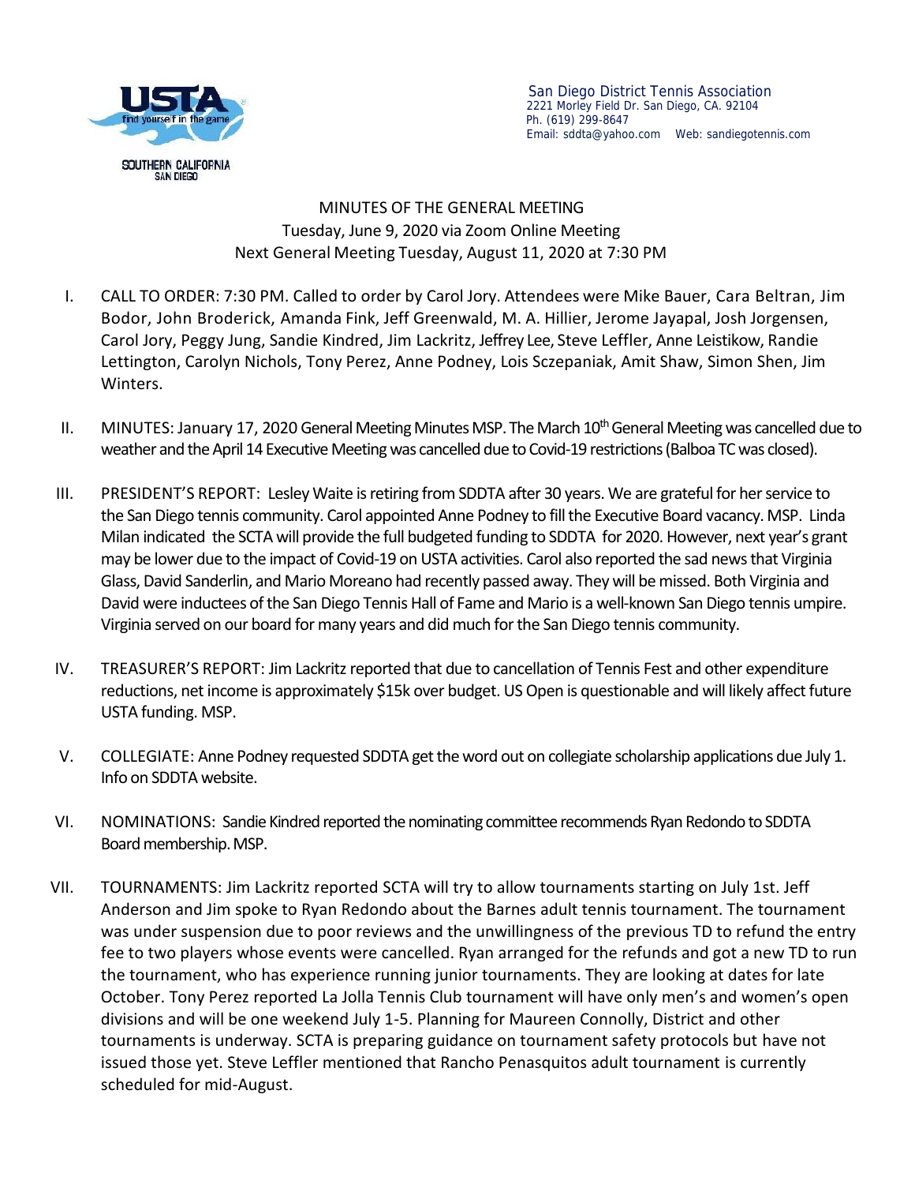San Diego District Tennis Association
2221 Morley Field Dr. San Diego, CA. 92104
Ph. (619) 299-8647
Email: sddta@yahoo.com Web: sandiegotennis.com

# MINUTES OF THE GENERAL MEETING

Tuesday, June 9, 2020 via Zoom Online Meeting
Next General Meeting Tuesday, August 11, 2020 at 7:30 PM

I. CALL TO ORDER: 7:30 PM. Called to order by Carol Jory. Attendees were Mike Bauer, Cara Beltran, Jim Bodor, John Broderick, Amanda Fink, Jeff Greenwald, M. A. Hillier, Jerome Jayapal, Josh Jorgensen, Carol Jory, Peggy Jung, Sandie Kindred, Jim Lackritz, Jeffrey Lee, Steve Leffler, Anne Leistikow, Randie Lettington, Carolyn Nichols, Tony Perez, Anne Podney, Lois Sczepaniak, Amit Shaw, Simon Shen, Jim Winters.

II. MINUTES: January 17, 2020 General Meeting Minutes MSP. The March 10th General Meeting was cancelled due to weather and the April 14 Executive Meeting was cancelled due to Covid-19 restrictions (Balboa TC was closed).

III. PRESIDENT'S REPORT: Lesley Waite is retiring from SDDTA after 30 years. We are grateful for her service to the San Diego tennis community. Carol appointed Anne Podney to fill the Executive Board vacancy. MSP. Linda Milan indicated the SCTA will provide the full budgeted funding to SDDTA for 2020. However, next year's grant may be lower due to the impact of Covid-19 on USTA activities. Carol also reported the sad news that Virginia Glass, David Sanderlin, and Mario Moreano had recently passed away. They will be missed. Both Virginia and David were inductees of the San Diego Tennis Hall of Fame and Mario is a well-known San Diego tennis umpire. Virginia served on our board for many years and did much for the San Diego tennis community.

IV. TREASURER'S REPORT: Jim Lackritz reported that due to cancellation of Tennis Fest and other expenditure reductions, net income is approximately $15k over budget. US Open is questionable and will likely affect future USTA funding. MSP.

V. COLLEGIATE: Anne Podney requested SDDTA get the word out on collegiate scholarship applications due July 1. Info on SDDTA website.

VI. NOMINATIONS: Sandie Kindred reported the nominating committee recommends Ryan Redondo to SDDTA Board membership. MSP.

VII. TOURNAMENTS: Jim Lackritz reported SCTA will try to allow tournaments starting on July 1st. Jeff Anderson and Jim spoke to Ryan Redondo about the Barnes adult tennis tournament. The tournament was under suspension due to poor reviews and the unwillingness of the previous TD to refund the entry fee to two players whose events were cancelled. Ryan arranged for the refunds and got a new TD to run the tournament, who has experience running junior tournaments. They are looking at dates for late October. Tony Perez reported La Jolla Tennis Club tournament will have only men's and women's open divisions and will be one weekend July 1-5. Planning for Maureen Connolly, District and other tournaments is underway. SCTA is preparing guidance on tournament safety protocols but have not issued those yet. Steve Leffler mentioned that Rancho Penasquitos adult tournament is currently scheduled for mid-August.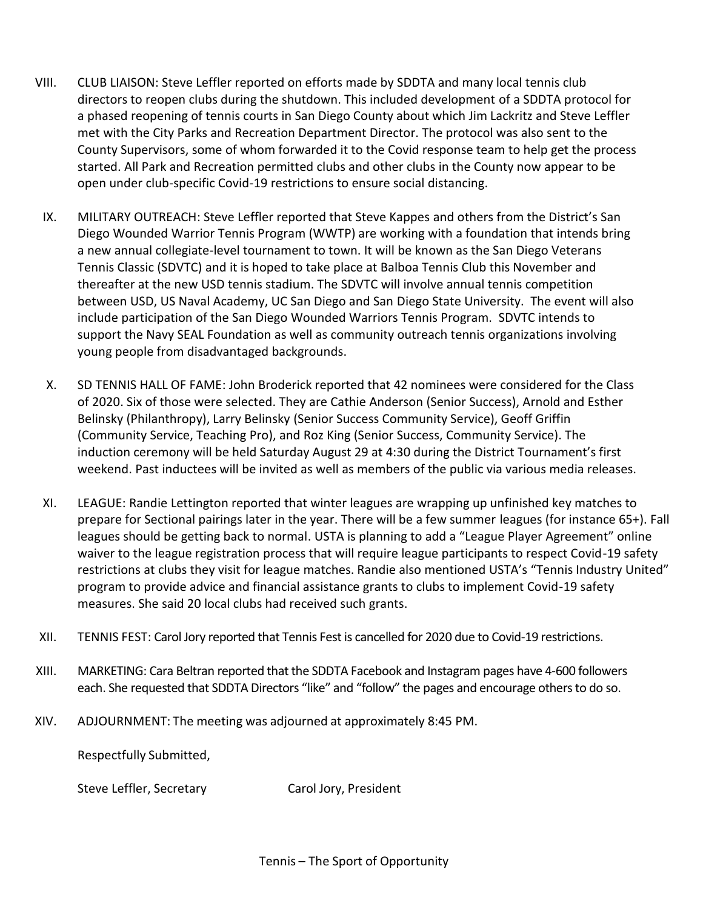VIII. CLUB LIAISON: Steve Leffler reported on efforts made by SDDTA and many local tennis club directors to reopen clubs during the shutdown. This included development of a SDDTA protocol for a phased reopening of tennis courts in San Diego County about which Jim Lackritz and Steve Leffler met with the City Parks and Recreation Department Director. The protocol was also sent to the County Supervisors, some of whom forwarded it to the Covid response team to help get the process started. All Park and Recreation permitted clubs and other clubs in the County now appear to be open under club-specific Covid-19 restrictions to ensure social distancing.

IX. MILITARY OUTREACH: Steve Leffler reported that Steve Kappes and others from the District's San Diego Wounded Warrior Tennis Program (WWTP) are working with a foundation that intends bring a new annual collegiate-level tournament to town. It will be known as the San Diego Veterans Tennis Classic (SDVTC) and it is hoped to take place at Balboa Tennis Club this November and thereafter at the new USD tennis stadium. The SDVTC will involve annual tennis competition between USD, US Naval Academy, UC San Diego and San Diego State University. The event will also include participation of the San Diego Wounded Warriors Tennis Program. SDVTC intends to support the Navy SEAL Foundation as well as community outreach tennis organizations involving young people from disadvantaged backgrounds.

X. SD TENNIS HALL OF FAME: John Broderick reported that 42 nominees were considered for the Class of 2020. Six of those were selected. They are Cathie Anderson (Senior Success), Arnold and Esther Belinsky (Philanthropy), Larry Belinsky (Senior Success Community Service), Geoff Griffin (Community Service, Teaching Pro), and Roz King (Senior Success, Community Service). The induction ceremony will be held Saturday August 29 at 4:30 during the District Tournament's first weekend. Past inductees will be invited as well as members of the public via various media releases.

XI. LEAGUE: Randie Lettington reported that winter leagues are wrapping up unfinished key matches to prepare for Sectional pairings later in the year. There will be a few summer leagues (for instance 65+). Fall leagues should be getting back to normal. USTA is planning to add a "League Player Agreement" online waiver to the league registration process that will require league participants to respect Covid-19 safety restrictions at clubs they visit for league matches. Randie also mentioned USTA's "Tennis Industry United" program to provide advice and financial assistance grants to clubs to implement Covid-19 safety measures. She said 20 local clubs had received such grants.

XII. TENNIS FEST: Carol Jory reported that Tennis Fest is cancelled for 2020 due to Covid-19 restrictions.

XIII. MARKETING: Cara Beltran reported that the SDDTA Facebook and Instagram pages have 4-600 followers each. She requested that SDDTA Directors "like" and "follow" the pages and encourage others to do so.

XIV. ADJOURNMENT: The meeting was adjourned at approximately 8:45 PM.

Respectfully Submitted,

Steve Leffler, Secretary Carol Jory, President

Tennis – The Sport of Opportunity